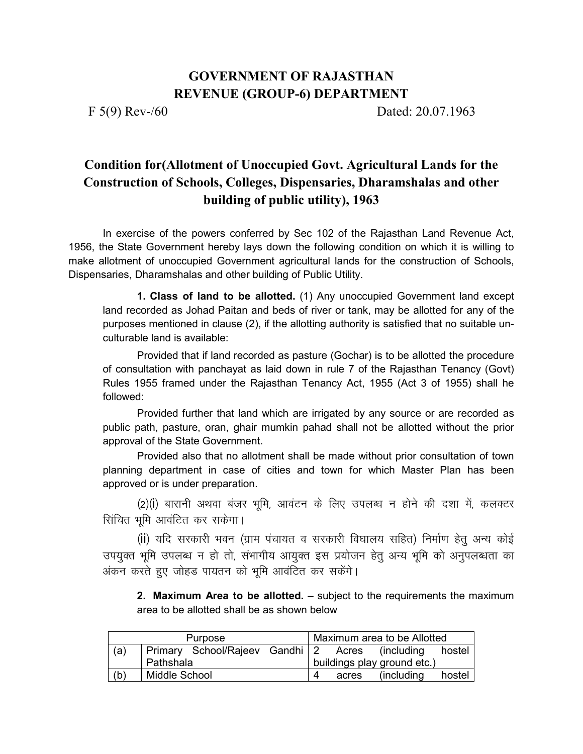# GOVERNMENT OF RAJASTHAN
## REVENUE (GROUP-6) DEPARTMENT

F 5(9) Rev-/60 Dated: 20.07.1963

## Condition for(Allotment of Unoccupied Govt. Agricultural Lands for the Construction of Schools, Colleges, Dispensaries, Dharamshalas and other building of public utility), 1963

In exercise of the powers conferred by Sec 102 of the Rajasthan Land Revenue Act, 1956, the State Government hereby lays down the following condition on which it is willing to make allotment of unoccupied Government agricultural lands for the construction of Schools, Dispensaries, Dharamshalas and other building of Public Utility.

**1. Class of land to be allotted.** (1) Any unoccupied Government land except land recorded as Johad Paitan and beds of river or tank, may be allotted for any of the purposes mentioned in clause (2), if the allotting authority is satisfied that no suitable un-culturable land is available:

Provided that if land recorded as pasture (Gochar) is to be allotted the procedure of consultation with panchayat as laid down in rule 7 of the Rajasthan Tenancy (Govt) Rules 1955 framed under the Rajasthan Tenancy Act, 1955 (Act 3 of 1955) shall he followed:

Provided further that land which are irrigated by any source or are recorded as public path, pasture, oran, ghair mumkin pahad shall not be allotted without the prior approval of the State Government.

Provided also that no allotment shall be made without prior consultation of town planning department in case of cities and town for which Master Plan has been approved or is under preparation.

(2)(i) बारानी अथवा बंजर भूमि, आवंटन के लिए उपलब्ध न होने की दशा में, कलक्टर सिंचित भूमि आवंटित कर सकेगा।

(ii) यदि सरकारी भवन (ग्राम पंचायत व सरकारी विघालय सहित) निर्माण हेतु अन्य कोई उपयुक्त भूमि उपलब्ध न हो तो, संभागीय आयुक्त इस प्रयोजन हेतु अन्य भूमि को अनुपलब्धता का अंकन करते हुए जोहड पायतन को भूमि आवंटित कर सकेंगे।

**2. Maximum Area to be allotted.** – subject to the requirements the maximum area to be allotted shall be as shown below

| | Purpose | Maximum area to be Allotted |
|---|---|---|
| (a) | Primary School/Rajeev Gandhi Pathshala | 2 Acres (including hostel buildings play ground etc.) |
| (b) | Middle School | 4 acres (including hostel |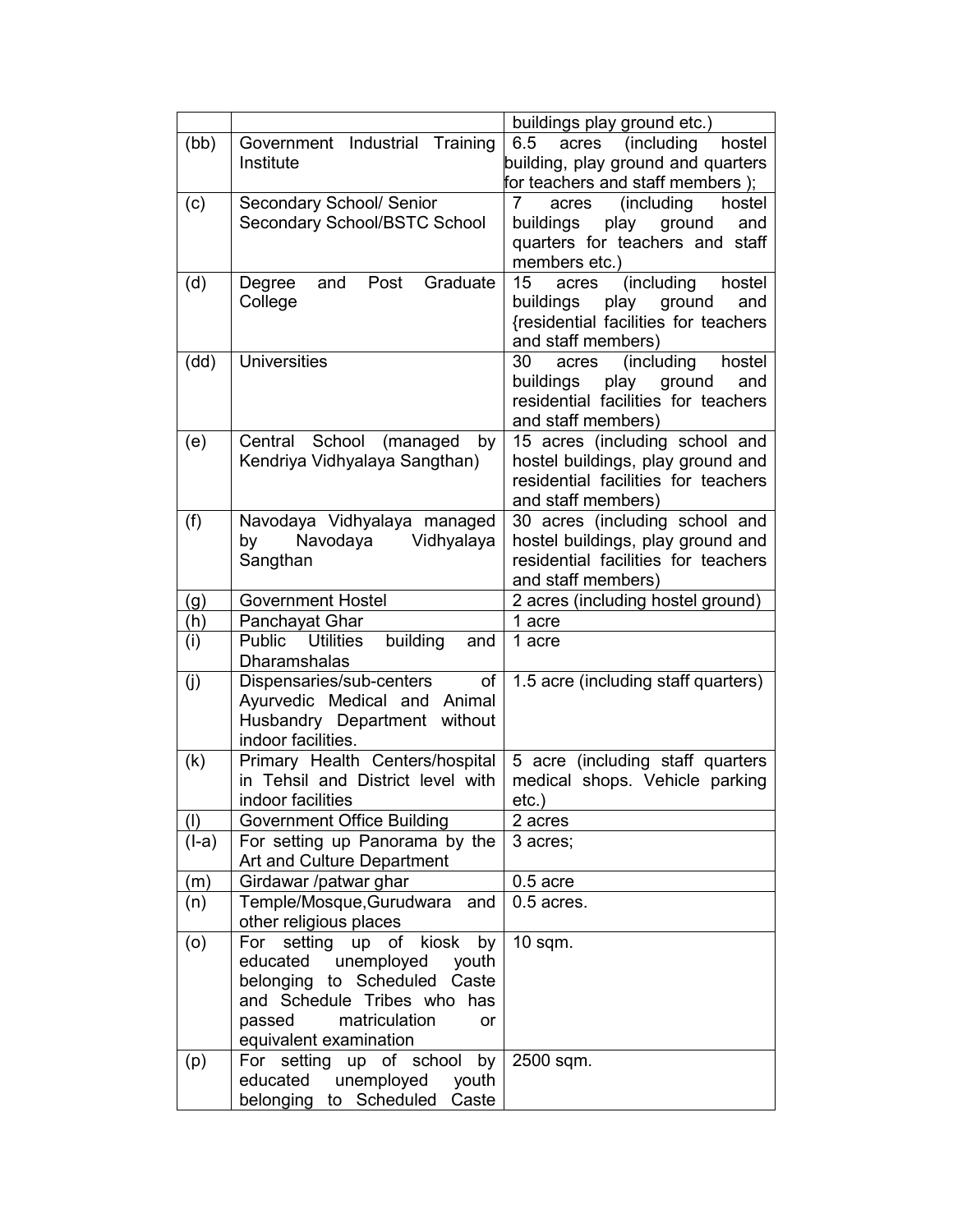| | | |
|---|---|---|
| | | buildings play ground etc.) |
| (bb) | Government Industrial Training Institute | 6.5 acres (including hostel building, play ground and quarters for teachers and staff members ); |
| (c) | Secondary School/ Senior Secondary School/BSTC School | 7 acres (including hostel buildings play ground and quarters for teachers and staff members etc.) |
| (d) | Degree and Post Graduate College | 15 acres (including hostel buildings play ground and {residential facilities for teachers and staff members) |
| (dd) | Universities | 30 acres (including hostel buildings play ground and residential facilities for teachers and staff members) |
| (e) | Central School (managed by Kendriya Vidhyalaya Sangthan) | 15 acres (including school and hostel buildings, play ground and residential facilities for teachers and staff members) |
| (f) | Navodaya Vidhyalaya managed by Navodaya Vidhyalaya Sangthan | 30 acres (including school and hostel buildings, play ground and residential facilities for teachers and staff members) |
| (g) | Government Hostel | 2 acres (including hostel ground) |
| (h) | Panchayat Ghar | 1 acre |
| (i) | Public Utilities building and Dharamshalas | 1 acre |
| (j) | Dispensaries/sub-centers of Ayurvedic Medical and Animal Husbandry Department without indoor facilities. | 1.5 acre (including staff quarters) |
| (k) | Primary Health Centers/hospital in Tehsil and District level with indoor facilities | 5 acre (including staff quarters medical shops. Vehicle parking etc.) |
| (l) | Government Office Building | 2 acres |
| (l-a) | For setting up Panorama by the Art and Culture Department | 3 acres; |
| (m) | Girdawar /patwar ghar | 0.5 acre |
| (n) | Temple/Mosque,Gurudwara and other religious places | 0.5 acres. |
| (o) | For setting up of kiosk by educated unemployed youth belonging to Scheduled Caste and Schedule Tribes who has passed matriculation or equivalent examination | 10 sqm. |
| (p) | For setting up of school by educated unemployed youth belonging to Scheduled Caste | 2500 sqm. |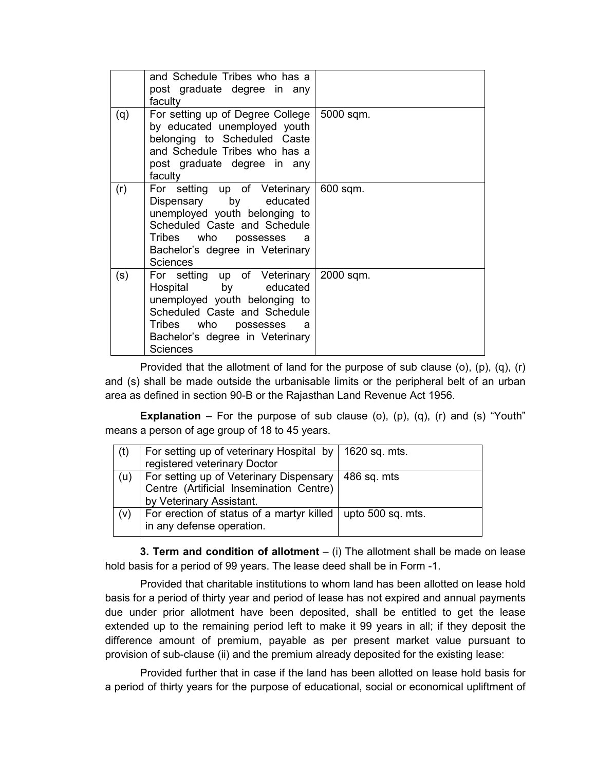|  | and Schedule Tribes who has a post graduate degree in any faculty |  |
|---|---|---|
| (q) | For setting up of Degree College by educated unemployed youth belonging to Scheduled Caste and Schedule Tribes who has a post graduate degree in any faculty | 5000 sqm. |
| (r) | For setting up of Veterinary Dispensary by educated unemployed youth belonging to Scheduled Caste and Schedule Tribes who possesses a Bachelor's degree in Veterinary Sciences | 600 sqm. |
| (s) | For setting up of Veterinary Hospital by educated unemployed youth belonging to Scheduled Caste and Schedule Tribes who possesses a Bachelor's degree in Veterinary Sciences | 2000 sqm. |

Provided that the allotment of land for the purpose of sub clause (o), (p), (q), (r) and (s) shall be made outside the urbanisable limits or the peripheral belt of an urban area as defined in section 90-B or the Rajasthan Land Revenue Act 1956.

**Explanation** – For the purpose of sub clause (o), (p), (q), (r) and (s) "Youth" means a person of age group of 18 to 45 years.

| (t) | For setting up of veterinary Hospital by registered veterinary Doctor | 1620 sq. mts. |
|---|---|---|
| (u) | For setting up of Veterinary Dispensary Centre (Artificial Insemination Centre) by Veterinary Assistant. | 486 sq. mts |
| (v) | For erection of status of a martyr killed in any defense operation. | upto 500 sq. mts. |

**3. Term and condition of allotment** – (i) The allotment shall be made on lease hold basis for a period of 99 years. The lease deed shall be in Form -1.

Provided that charitable institutions to whom land has been allotted on lease hold basis for a period of thirty year and period of lease has not expired and annual payments due under prior allotment have been deposited, shall be entitled to get the lease extended up to the remaining period left to make it 99 years in all; if they deposit the difference amount of premium, payable as per present market value pursuant to provision of sub-clause (ii) and the premium already deposited for the existing lease:

Provided further that in case if the land has been allotted on lease hold basis for a period of thirty years for the purpose of educational, social or economical upliftment of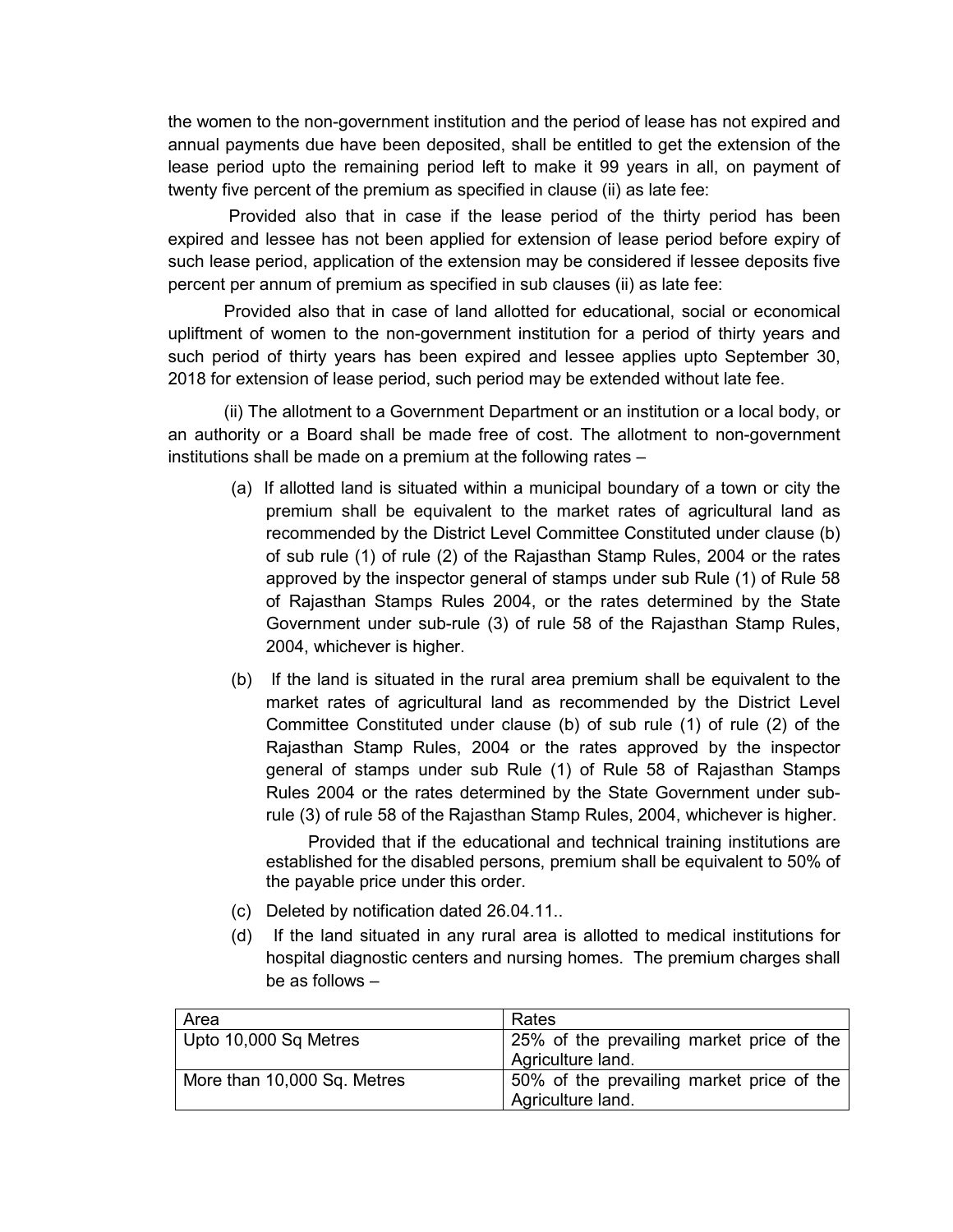the women to the non-government institution and the period of lease has not expired and annual payments due have been deposited, shall be entitled to get the extension of the lease period upto the remaining period left to make it 99 years in all, on payment of twenty five percent of the premium as specified in clause (ii) as late fee:

Provided also that in case if the lease period of the thirty period has been expired and lessee has not been applied for extension of lease period before expiry of such lease period, application of the extension may be considered if lessee deposits five percent per annum of premium as specified in sub clauses (ii) as late fee:

Provided also that in case of land allotted for educational, social or economical upliftment of women to the non-government institution for a period of thirty years and such period of thirty years has been expired and lessee applies upto September 30, 2018 for extension of lease period, such period may be extended without late fee.

(ii) The allotment to a Government Department or an institution or a local body, or an authority or a Board shall be made free of cost. The allotment to non-government institutions shall be made on a premium at the following rates –

(a) If allotted land is situated within a municipal boundary of a town or city the premium shall be equivalent to the market rates of agricultural land as recommended by the District Level Committee Constituted under clause (b) of sub rule (1) of rule (2) of the Rajasthan Stamp Rules, 2004 or the rates approved by the inspector general of stamps under sub Rule (1) of Rule 58 of Rajasthan Stamps Rules 2004, or the rates determined by the State Government under sub-rule (3) of rule 58 of the Rajasthan Stamp Rules, 2004, whichever is higher.

(b) If the land is situated in the rural area premium shall be equivalent to the market rates of agricultural land as recommended by the District Level Committee Constituted under clause (b) of sub rule (1) of rule (2) of the Rajasthan Stamp Rules, 2004 or the rates approved by the inspector general of stamps under sub Rule (1) of Rule 58 of Rajasthan Stamps Rules 2004 or the rates determined by the State Government under sub-rule (3) of rule 58 of the Rajasthan Stamp Rules, 2004, whichever is higher.

Provided that if the educational and technical training institutions are established for the disabled persons, premium shall be equivalent to 50% of the payable price under this order.

(c) Deleted by notification dated 26.04.11..

(d) If the land situated in any rural area is allotted to medical institutions for hospital diagnostic centers and nursing homes. The premium charges shall be as follows –

| Area | Rates |
|---|---|
| Upto 10,000 Sq Metres | 25% of the prevailing market price of the Agriculture land. |
| More than 10,000 Sq. Metres | 50% of the prevailing market price of the Agriculture land. |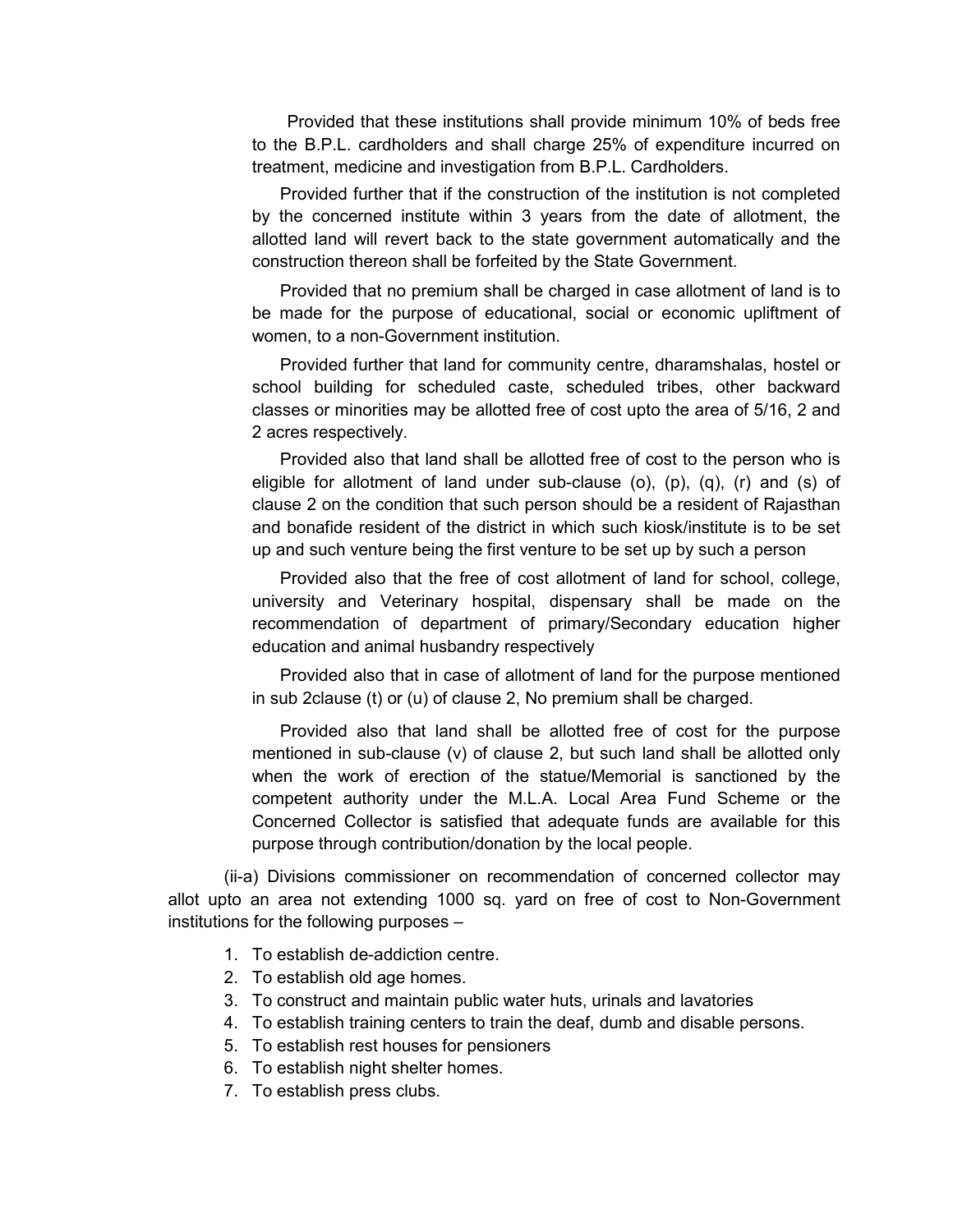Provided that these institutions shall provide minimum 10% of beds free to the B.P.L. cardholders and shall charge 25% of expenditure incurred on treatment, medicine and investigation from B.P.L. Cardholders.

Provided further that if the construction of the institution is not completed by the concerned institute within 3 years from the date of allotment, the allotted land will revert back to the state government automatically and the construction thereon shall be forfeited by the State Government.

Provided that no premium shall be charged in case allotment of land is to be made for the purpose of educational, social or economic upliftment of women, to a non-Government institution.

Provided further that land for community centre, dharamshalas, hostel or school building for scheduled caste, scheduled tribes, other backward classes or minorities may be allotted free of cost upto the area of 5/16, 2 and 2 acres respectively.

Provided also that land shall be allotted free of cost to the person who is eligible for allotment of land under sub-clause (o), (p), (q), (r) and (s) of clause 2 on the condition that such person should be a resident of Rajasthan and bonafide resident of the district in which such kiosk/institute is to be set up and such venture being the first venture to be set up by such a person

Provided also that the free of cost allotment of land for school, college, university and Veterinary hospital, dispensary shall be made on the recommendation of department of primary/Secondary education higher education and animal husbandry respectively

Provided also that in case of allotment of land for the purpose mentioned in sub 2clause (t) or (u) of clause 2, No premium shall be charged.

Provided also that land shall be allotted free of cost for the purpose mentioned in sub-clause (v) of clause 2, but such land shall be allotted only when the work of erection of the statue/Memorial is sanctioned by the competent authority under the M.L.A. Local Area Fund Scheme or the Concerned Collector is satisfied that adequate funds are available for this purpose through contribution/donation by the local people.

(ii-a) Divisions commissioner on recommendation of concerned collector may allot upto an area not extending 1000 sq. yard on free of cost to Non-Government institutions for the following purposes –

1. To establish de-addiction centre.
2. To establish old age homes.
3. To construct and maintain public water huts, urinals and lavatories
4. To establish training centers to train the deaf, dumb and disable persons.
5. To establish rest houses for pensioners
6. To establish night shelter homes.
7. To establish press clubs.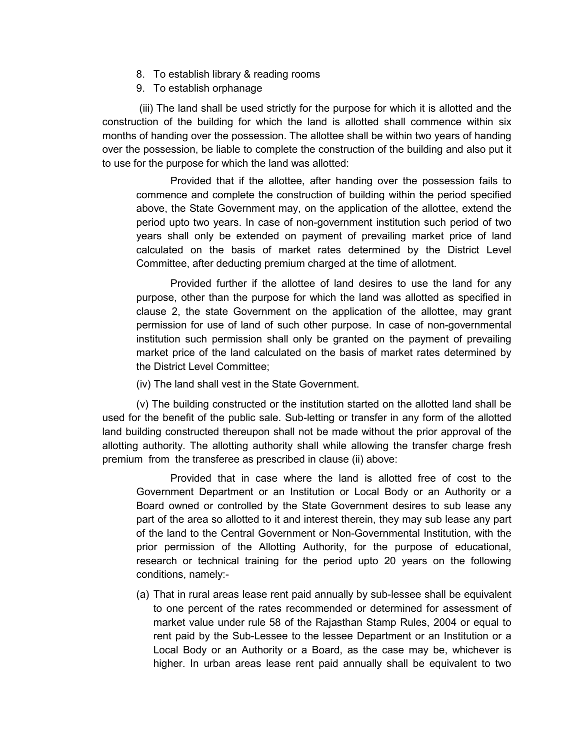8. To establish library & reading rooms
9. To establish orphanage

(iii) The land shall be used strictly for the purpose for which it is allotted and the construction of the building for which the land is allotted shall commence within six months of handing over the possession. The allottee shall be within two years of handing over the possession, be liable to complete the construction of the building and also put it to use for the purpose for which the land was allotted:

> Provided that if the allottee, after handing over the possession fails to commence and complete the construction of building within the period specified above, the State Government may, on the application of the allottee, extend the period upto two years. In case of non-government institution such period of two years shall only be extended on payment of prevailing market price of land calculated on the basis of market rates determined by the District Level Committee, after deducting premium charged at the time of allotment.
>
> Provided further if the allottee of land desires to use the land for any purpose, other than the purpose for which the land was allotted as specified in clause 2, the state Government on the application of the allottee, may grant permission for use of land of such other purpose. In case of non-governmental institution such permission shall only be granted on the payment of prevailing market price of the land calculated on the basis of market rates determined by the District Level Committee;

(iv) The land shall vest in the State Government.

(v) The building constructed or the institution started on the allotted land shall be used for the benefit of the public sale. Sub-letting or transfer in any form of the allotted land building constructed thereupon shall not be made without the prior approval of the allotting authority. The allotting authority shall while allowing the transfer charge fresh premium from the transferee as prescribed in clause (ii) above:

> Provided that in case where the land is allotted free of cost to the Government Department or an Institution or Local Body or an Authority or a Board owned or controlled by the State Government desires to sub lease any part of the area so allotted to it and interest therein, they may sub lease any part of the land to the Central Government or Non-Governmental Institution, with the prior permission of the Allotting Authority, for the purpose of educational, research or technical training for the period upto 20 years on the following conditions, namely:-
>
> (a) That in rural areas lease rent paid annually by sub-lessee shall be equivalent to one percent of the rates recommended or determined for assessment of market value under rule 58 of the Rajasthan Stamp Rules, 2004 or equal to rent paid by the Sub-Lessee to the lessee Department or an Institution or a Local Body or an Authority or a Board, as the case may be, whichever is higher. In urban areas lease rent paid annually shall be equivalent to two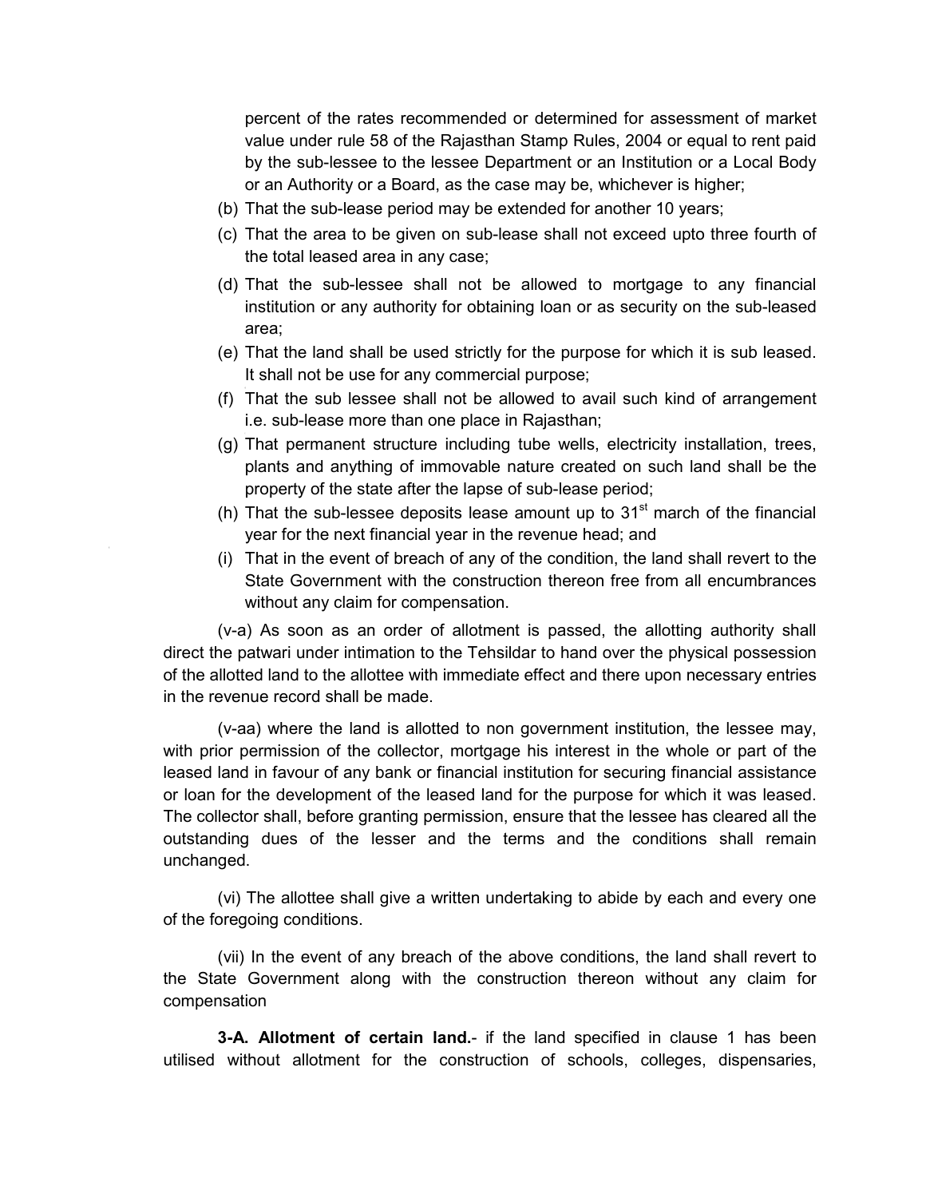percent of the rates recommended or determined for assessment of market value under rule 58 of the Rajasthan Stamp Rules, 2004 or equal to rent paid by the sub-lessee to the lessee Department or an Institution or a Local Body or an Authority or a Board, as the case may be, whichever is higher;

(b) That the sub-lease period may be extended for another 10 years;

(c) That the area to be given on sub-lease shall not exceed upto three fourth of the total leased area in any case;

(d) That the sub-lessee shall not be allowed to mortgage to any financial institution or any authority for obtaining loan or as security on the sub-leased area;

(e) That the land shall be used strictly for the purpose for which it is sub leased. It shall not be use for any commercial purpose;

(f) That the sub lessee shall not be allowed to avail such kind of arrangement i.e. sub-lease more than one place in Rajasthan;

(g) That permanent structure including tube wells, electricity installation, trees, plants and anything of immovable nature created on such land shall be the property of the state after the lapse of sub-lease period;

(h) That the sub-lessee deposits lease amount up to 31st march of the financial year for the next financial year in the revenue head; and

(i) That in the event of breach of any of the condition, the land shall revert to the State Government with the construction thereon free from all encumbrances without any claim for compensation.

(v-a) As soon as an order of allotment is passed, the allotting authority shall direct the patwari under intimation to the Tehsildar to hand over the physical possession of the allotted land to the allottee with immediate effect and there upon necessary entries in the revenue record shall be made.

(v-aa) where the land is allotted to non government institution, the lessee may, with prior permission of the collector, mortgage his interest in the whole or part of the leased land in favour of any bank or financial institution for securing financial assistance or loan for the development of the leased land for the purpose for which it was leased. The collector shall, before granting permission, ensure that the lessee has cleared all the outstanding dues of the lesser and the terms and the conditions shall remain unchanged.

(vi) The allottee shall give a written undertaking to abide by each and every one of the foregoing conditions.

(vii) In the event of any breach of the above conditions, the land shall revert to the State Government along with the construction thereon without any claim for compensation

**3-A. Allotment of certain land.**- if the land specified in clause 1 has been utilised without allotment for the construction of schools, colleges, dispensaries,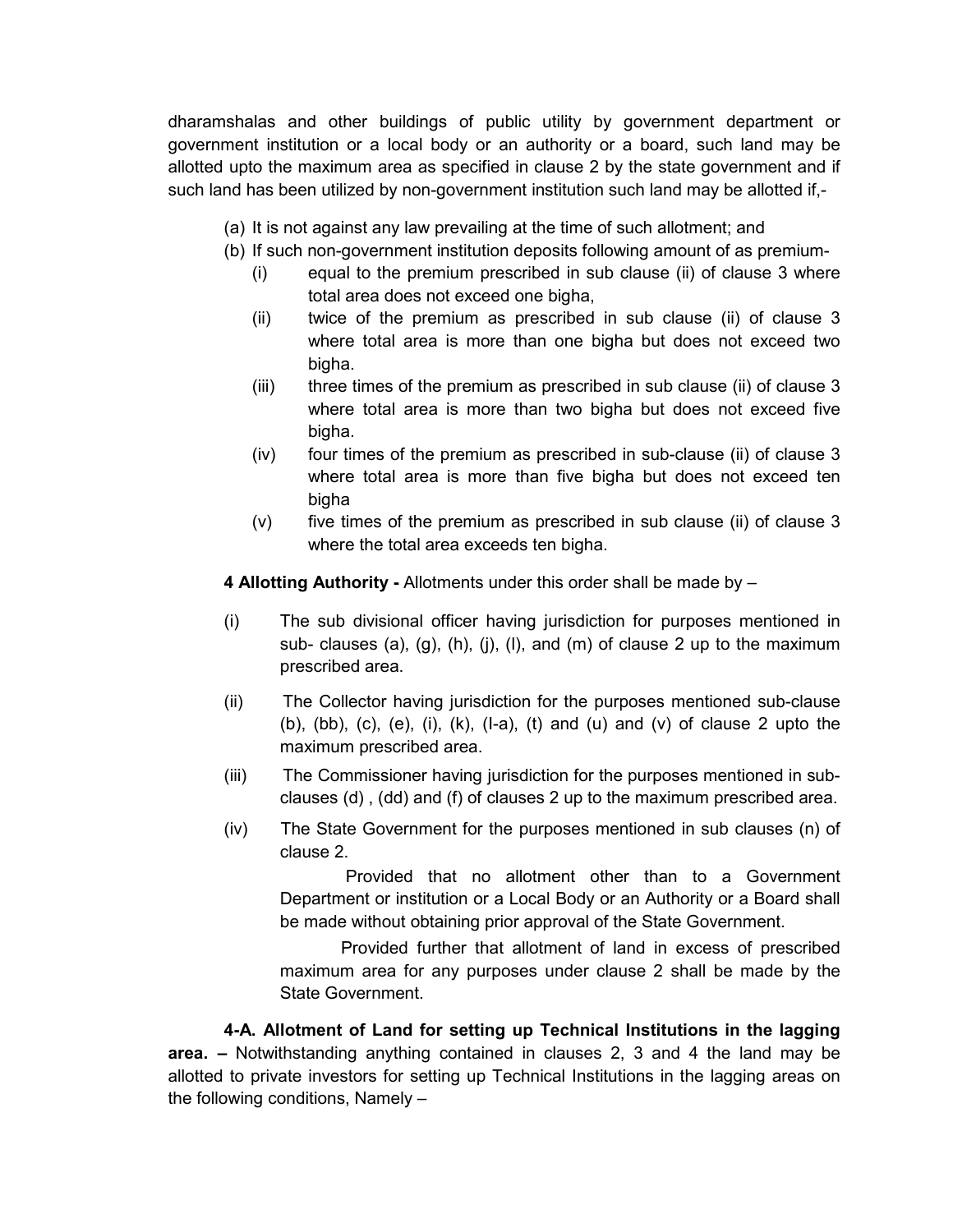dharamshalas and other buildings of public utility by government department or government institution or a local body or an authority or a board, such land may be allotted upto the maximum area as specified in clause 2 by the state government and if such land has been utilized by non-government institution such land may be allotted if,-

(a) It is not against any law prevailing at the time of such allotment; and
(b) If such non-government institution deposits following amount of as premium-
   (i) equal to the premium prescribed in sub clause (ii) of clause 3 where total area does not exceed one bigha,
   (ii) twice of the premium as prescribed in sub clause (ii) of clause 3 where total area is more than one bigha but does not exceed two bigha.
   (iii) three times of the premium as prescribed in sub clause (ii) of clause 3 where total area is more than two bigha but does not exceed five bigha.
   (iv) four times of the premium as prescribed in sub-clause (ii) of clause 3 where total area is more than five bigha but does not exceed ten bigha
   (v) five times of the premium as prescribed in sub clause (ii) of clause 3 where the total area exceeds ten bigha.

**4 Allotting Authority -** Allotments under this order shall be made by –

(i) The sub divisional officer having jurisdiction for purposes mentioned in sub- clauses (a), (g), (h), (j), (l), and (m) of clause 2 up to the maximum prescribed area.

(ii) The Collector having jurisdiction for the purposes mentioned sub-clause (b), (bb), (c), (e), (i), (k), (l-a), (t) and (u) and (v) of clause 2 upto the maximum prescribed area.

(iii) The Commissioner having jurisdiction for the purposes mentioned in sub-clauses (d) , (dd) and (f) of clauses 2 up to the maximum prescribed area.

(iv) The State Government for the purposes mentioned in sub clauses (n) of clause 2.

Provided that no allotment other than to a Government Department or institution or a Local Body or an Authority or a Board shall be made without obtaining prior approval of the State Government.

Provided further that allotment of land in excess of prescribed maximum area for any purposes under clause 2 shall be made by the State Government.

**4-A. Allotment of Land for setting up Technical Institutions in the lagging area. –** Notwithstanding anything contained in clauses 2, 3 and 4 the land may be allotted to private investors for setting up Technical Institutions in the lagging areas on the following conditions, Namely –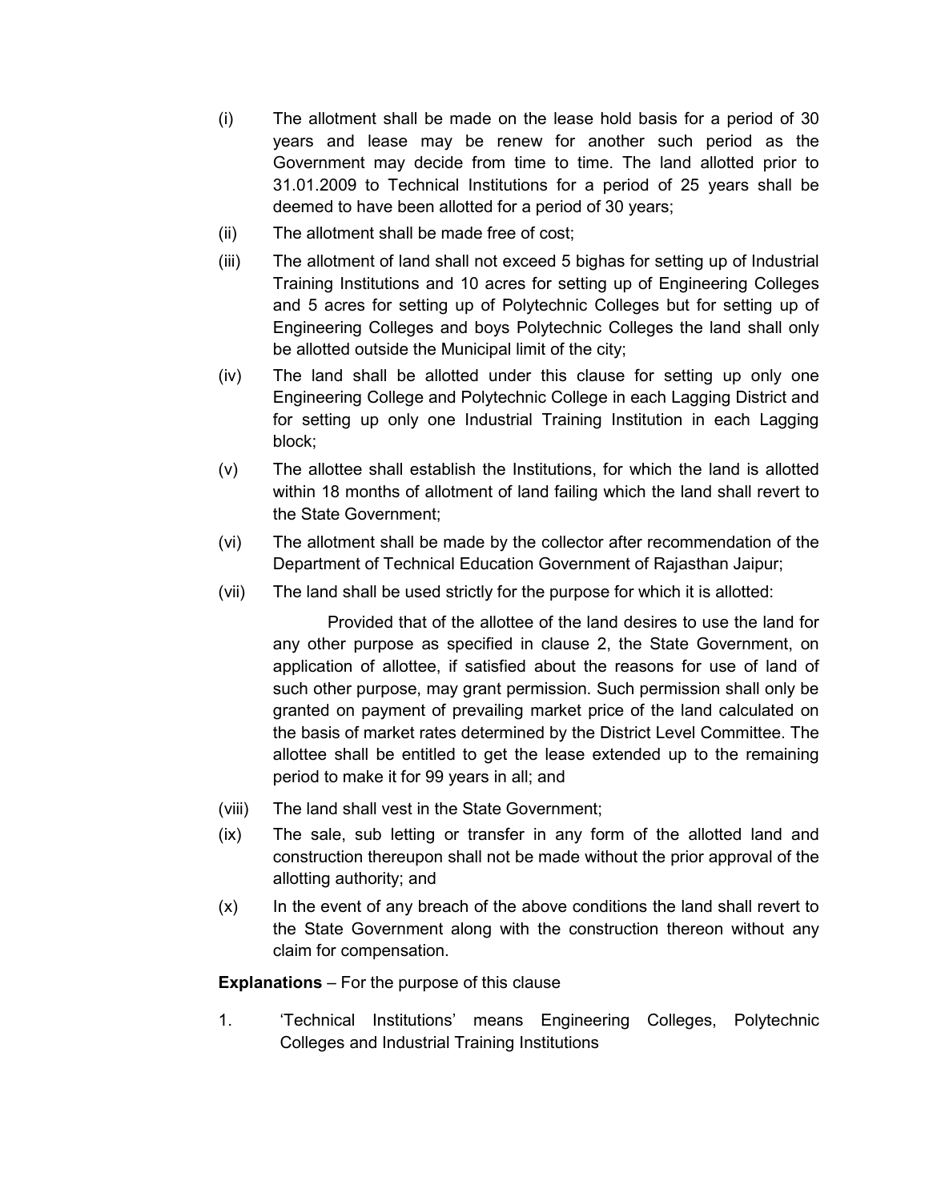(i) The allotment shall be made on the lease hold basis for a period of 30 years and lease may be renew for another such period as the Government may decide from time to time. The land allotted prior to 31.01.2009 to Technical Institutions for a period of 25 years shall be deemed to have been allotted for a period of 30 years;

(ii) The allotment shall be made free of cost;

(iii) The allotment of land shall not exceed 5 bighas for setting up of Industrial Training Institutions and 10 acres for setting up of Engineering Colleges and 5 acres for setting up of Polytechnic Colleges but for setting up of Engineering Colleges and boys Polytechnic Colleges the land shall only be allotted outside the Municipal limit of the city;

(iv) The land shall be allotted under this clause for setting up only one Engineering College and Polytechnic College in each Lagging District and for setting up only one Industrial Training Institution in each Lagging block;

(v) The allottee shall establish the Institutions, for which the land is allotted within 18 months of allotment of land failing which the land shall revert to the State Government;

(vi) The allotment shall be made by the collector after recommendation of the Department of Technical Education Government of Rajasthan Jaipur;

(vii) The land shall be used strictly for the purpose for which it is allotted:

Provided that of the allottee of the land desires to use the land for any other purpose as specified in clause 2, the State Government, on application of allottee, if satisfied about the reasons for use of land of such other purpose, may grant permission. Such permission shall only be granted on payment of prevailing market price of the land calculated on the basis of market rates determined by the District Level Committee. The allottee shall be entitled to get the lease extended up to the remaining period to make it for 99 years in all; and

(viii) The land shall vest in the State Government;

(ix) The sale, sub letting or transfer in any form of the allotted land and construction thereupon shall not be made without the prior approval of the allotting authority; and

(x) In the event of any breach of the above conditions the land shall revert to the State Government along with the construction thereon without any claim for compensation.

**Explanations** – For the purpose of this clause

1. 'Technical Institutions' means Engineering Colleges, Polytechnic Colleges and Industrial Training Institutions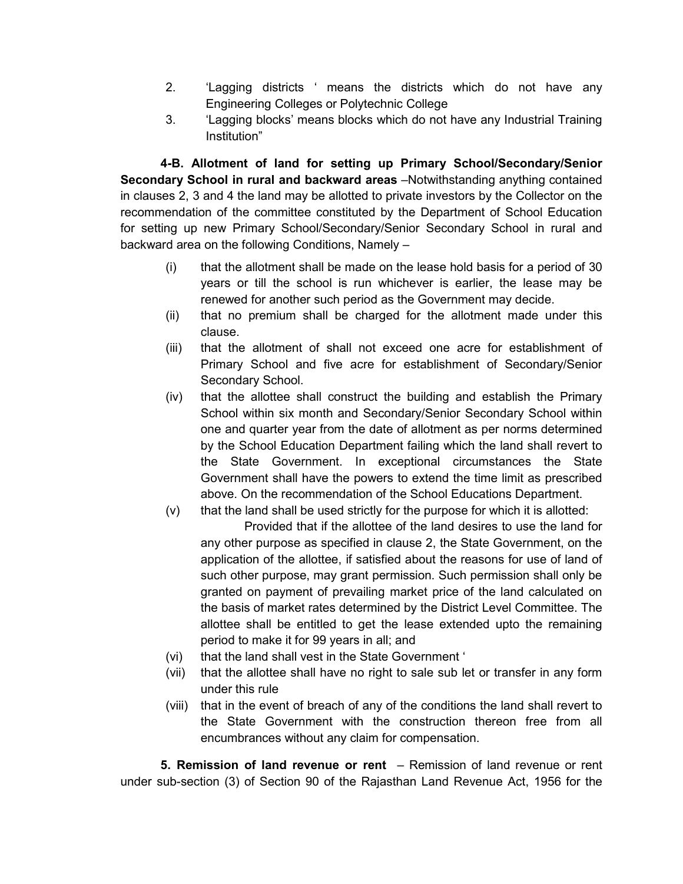2. 'Lagging districts ' means the districts which do not have any Engineering Colleges or Polytechnic College
3. 'Lagging blocks' means blocks which do not have any Industrial Training Institution"

**4-B. Allotment of land for setting up Primary School/Secondary/Senior Secondary School in rural and backward areas** –Notwithstanding anything contained in clauses 2, 3 and 4 the land may be allotted to private investors by the Collector on the recommendation of the committee constituted by the Department of School Education for setting up new Primary School/Secondary/Senior Secondary School in rural and backward area on the following Conditions, Namely –

(i) that the allotment shall be made on the lease hold basis for a period of 30 years or till the school is run whichever is earlier, the lease may be renewed for another such period as the Government may decide.

(ii) that no premium shall be charged for the allotment made under this clause.

(iii) that the allotment of shall not exceed one acre for establishment of Primary School and five acre for establishment of Secondary/Senior Secondary School.

(iv) that the allottee shall construct the building and establish the Primary School within six month and Secondary/Senior Secondary School within one and quarter year from the date of allotment as per norms determined by the School Education Department failing which the land shall revert to the State Government. In exceptional circumstances the State Government shall have the powers to extend the time limit as prescribed above. On the recommendation of the School Educations Department.

(v) that the land shall be used strictly for the purpose for which it is allotted:

Provided that if the allottee of the land desires to use the land for any other purpose as specified in clause 2, the State Government, on the application of the allottee, if satisfied about the reasons for use of land of such other purpose, may grant permission. Such permission shall only be granted on payment of prevailing market price of the land calculated on the basis of market rates determined by the District Level Committee. The allottee shall be entitled to get the lease extended upto the remaining period to make it for 99 years in all; and

(vi) that the land shall vest in the State Government '

(vii) that the allottee shall have no right to sale sub let or transfer in any form under this rule

(viii) that in the event of breach of any of the conditions the land shall revert to the State Government with the construction thereon free from all encumbrances without any claim for compensation.

**5. Remission of land revenue or rent** – Remission of land revenue or rent under sub-section (3) of Section 90 of the Rajasthan Land Revenue Act, 1956 for the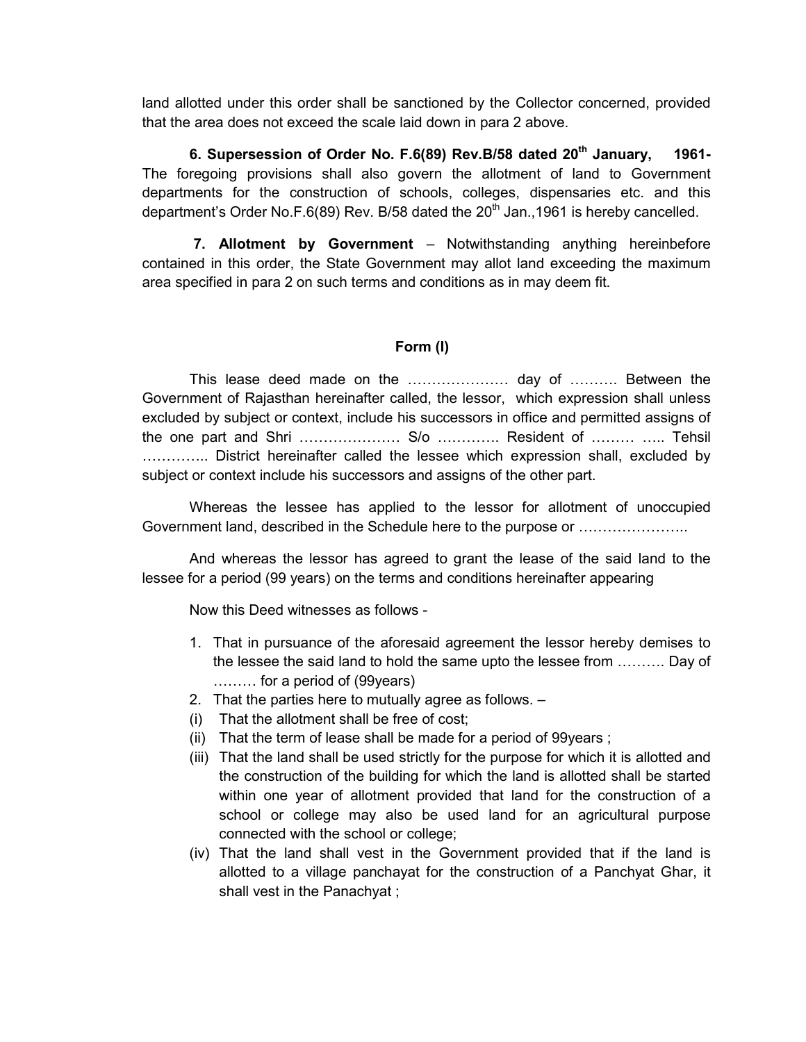land allotted under this order shall be sanctioned by the Collector concerned, provided that the area does not exceed the scale laid down in para 2 above.

**6. Supersession of Order No. F.6(89) Rev.B/58 dated 20th January, 1961-** The foregoing provisions shall also govern the allotment of land to Government departments for the construction of schools, colleges, dispensaries etc. and this department's Order No.F.6(89) Rev. B/58 dated the 20th Jan.,1961 is hereby cancelled.

**7. Allotment by Government** – Notwithstanding anything hereinbefore contained in this order, the State Government may allot land exceeding the maximum area specified in para 2 on such terms and conditions as in may deem fit.

### Form (I)

This lease deed made on the ………………… day of ………. Between the Government of Rajasthan hereinafter called, the lessor, which expression shall unless excluded by subject or context, include his successors in office and permitted assigns of the one part and Shri ………………… S/o …………. Resident of ……… ….. Tehsil ………….. District hereinafter called the lessee which expression shall, excluded by subject or context include his successors and assigns of the other part.

Whereas the lessee has applied to the lessor for allotment of unoccupied Government land, described in the Schedule here to the purpose or …………………..

And whereas the lessor has agreed to grant the lease of the said land to the lessee for a period (99 years) on the terms and conditions hereinafter appearing

Now this Deed witnesses as follows -

1. That in pursuance of the aforesaid agreement the lessor hereby demises to the lessee the said land to hold the same upto the lessee from ………. Day of ……… for a period of (99years)
2. That the parties here to mutually agree as follows. –

(i) That the allotment shall be free of cost;

(ii) That the term of lease shall be made for a period of 99years ;

(iii) That the land shall be used strictly for the purpose for which it is allotted and the construction of the building for which the land is allotted shall be started within one year of allotment provided that land for the construction of a school or college may also be used land for an agricultural purpose connected with the school or college;

(iv) That the land shall vest in the Government provided that if the land is allotted to a village panchayat for the construction of a Panchyat Ghar, it shall vest in the Panachyat ;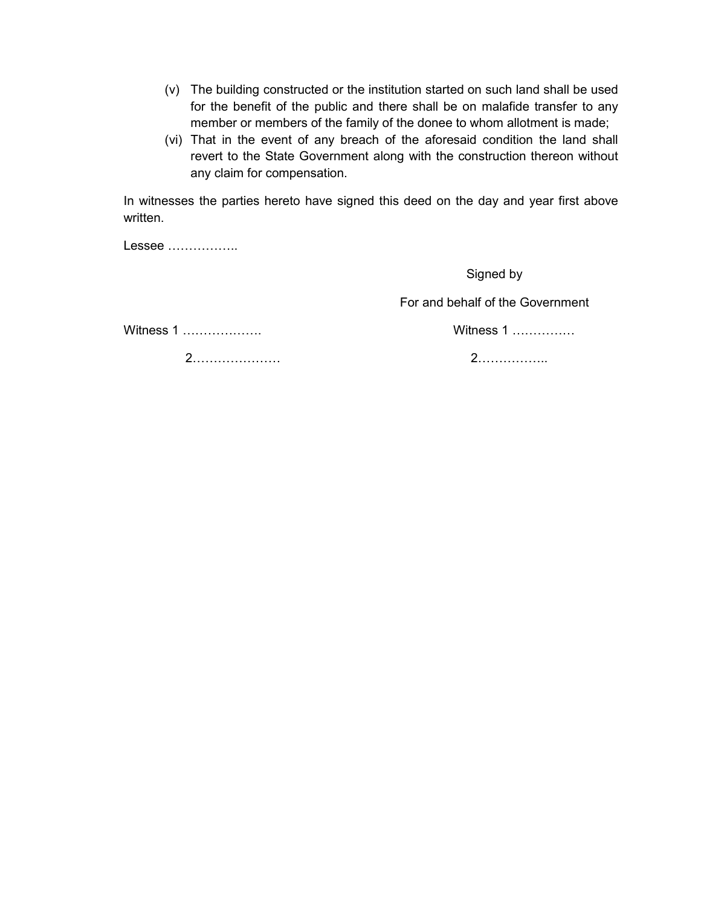(v) The building constructed or the institution started on such land shall be used for the benefit of the public and there shall be on malafide transfer to any member or members of the family of the donee to whom allotment is made;

(vi) That in the event of any breach of the aforesaid condition the land shall revert to the State Government along with the construction thereon without any claim for compensation.

In witnesses the parties hereto have signed this deed on the day and year first above written.

Lessee ……………..

Signed by

For and behalf of the Government

Witness 1 ………………. Witness 1 ……………

2………………… 2……………..